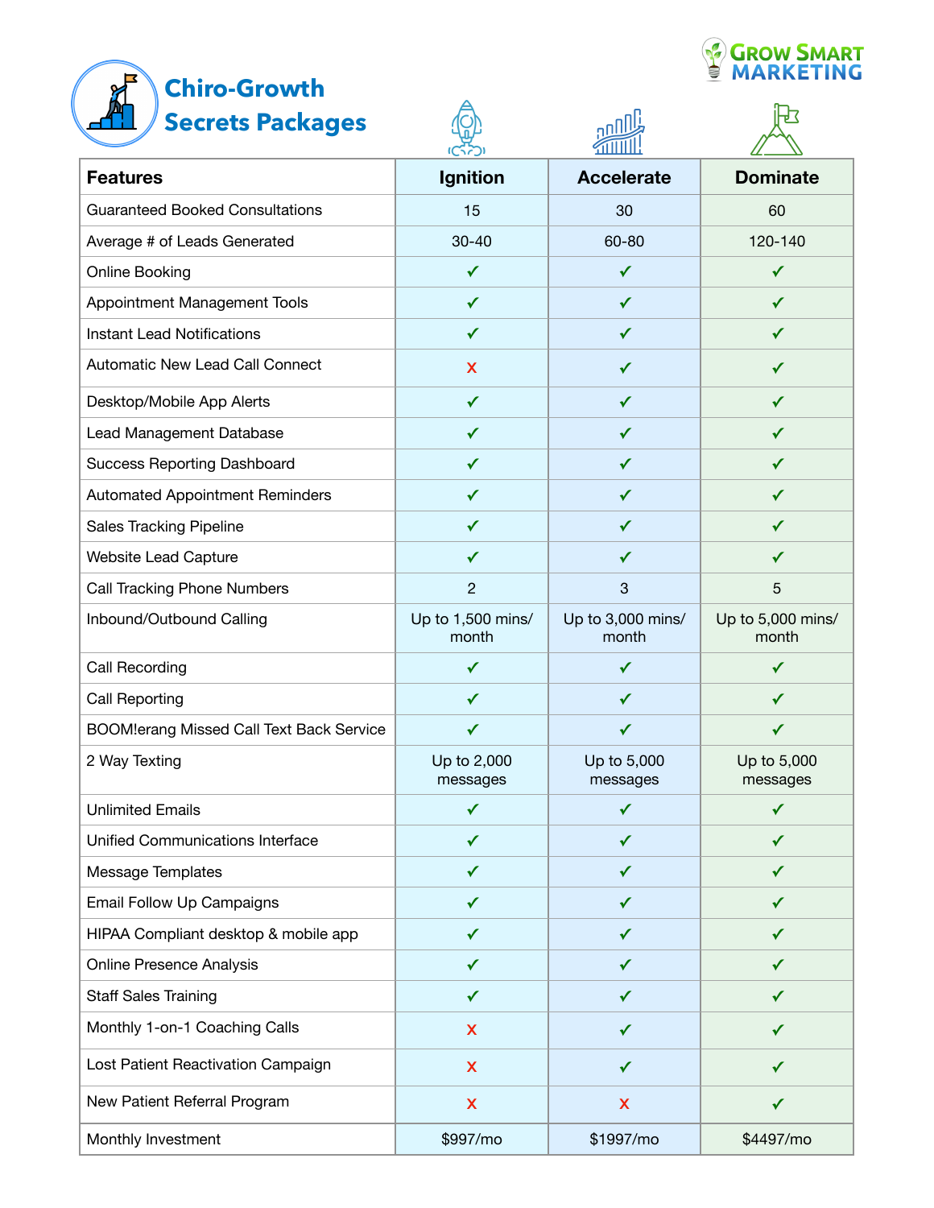# Chiro-Growth Secrets Packages

Grow Smart Marketing

| Features | Ignition | Accelerate | Dominate |
| --- | --- | --- | --- |
| Guaranteed Booked Consultations | 15 | 30 | 60 |
| Average # of Leads Generated | 30-40 | 60-80 | 120-140 |
| Online Booking | ✓ | ✓ | ✓ |
| Appointment Management Tools | ✓ | ✓ | ✓ |
| Instant Lead Notifications | ✓ | ✓ | ✓ |
| Automatic New Lead Call Connect | x | ✓ | ✓ |
| Desktop/Mobile App Alerts | ✓ | ✓ | ✓ |
| Lead Management Database | ✓ | ✓ | ✓ |
| Success Reporting Dashboard | ✓ | ✓ | ✓ |
| Automated Appointment Reminders | ✓ | ✓ | ✓ |
| Sales Tracking Pipeline | ✓ | ✓ | ✓ |
| Website Lead Capture | ✓ | ✓ | ✓ |
| Call Tracking Phone Numbers | 2 | 3 | 5 |
| Inbound/Outbound Calling | Up to 1,500 mins/ month | Up to 3,000 mins/ month | Up to 5,000 mins/ month |
| Call Recording | ✓ | ✓ | ✓ |
| Call Reporting | ✓ | ✓ | ✓ |
| BOOM!erang Missed Call Text Back Service | ✓ | ✓ | ✓ |
| 2 Way Texting | Up to 2,000 messages | Up to 5,000 messages | Up to 5,000 messages |
| Unlimited Emails | ✓ | ✓ | ✓ |
| Unified Communications Interface | ✓ | ✓ | ✓ |
| Message Templates | ✓ | ✓ | ✓ |
| Email Follow Up Campaigns | ✓ | ✓ | ✓ |
| HIPAA Compliant desktop & mobile app | ✓ | ✓ | ✓ |
| Online Presence Analysis | ✓ | ✓ | ✓ |
| Staff Sales Training | ✓ | ✓ | ✓ |
| Monthly 1-on-1 Coaching Calls | x | ✓ | ✓ |
| Lost Patient Reactivation Campaign | x | ✓ | ✓ |
| New Patient Referral Program | x | x | ✓ |
| Monthly Investment | $997/mo | $1997/mo | $4497/mo |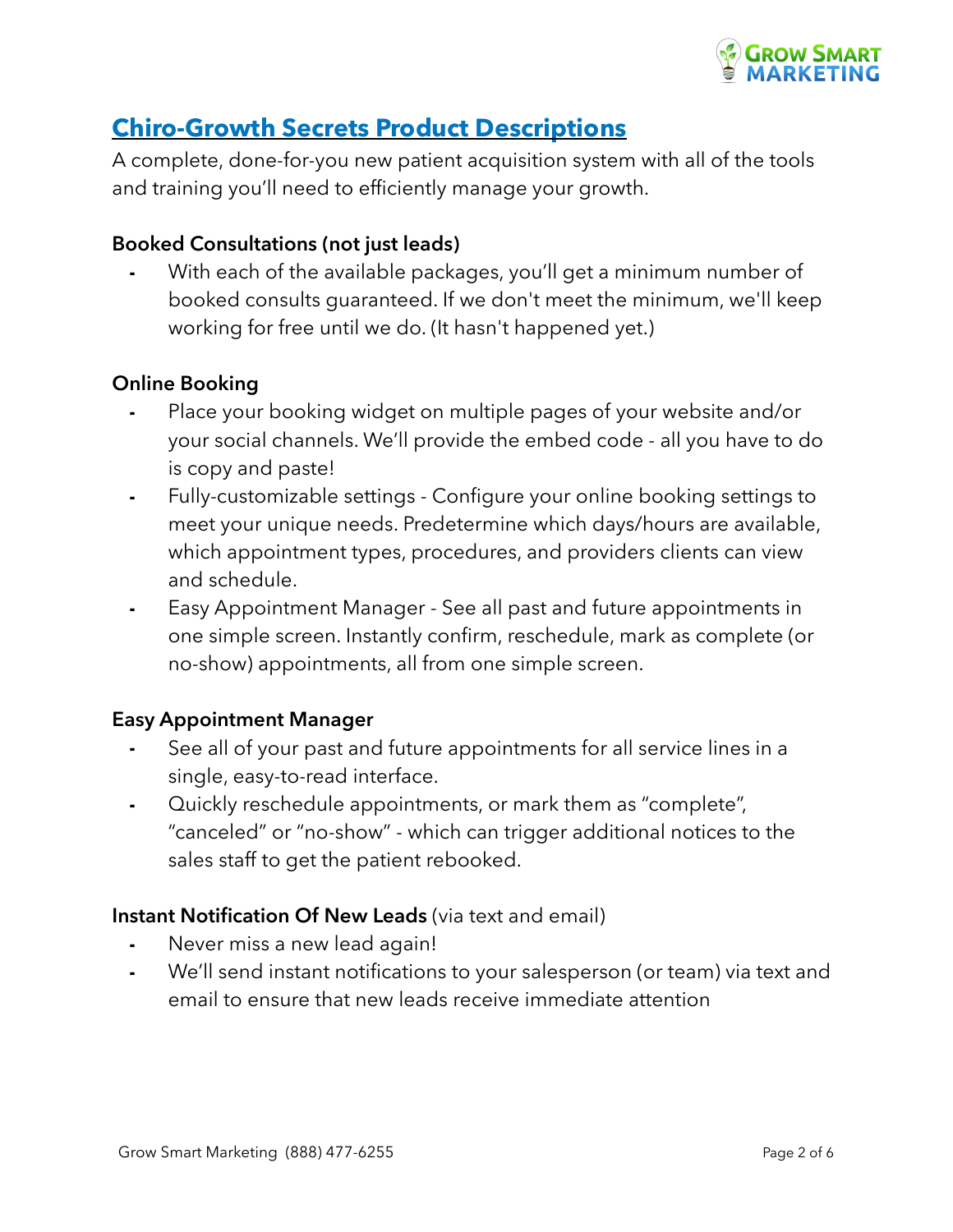## Chiro-Growth Secrets Product Descriptions

A complete, done-for-you new patient acquisition system with all of the tools and training you'll need to efficiently manage your growth.

**Booked Consultations (not just leads)**

- With each of the available packages, you'll get a minimum number of booked consults guaranteed. If we don't meet the minimum, we'll keep working for free until we do. (It hasn't happened yet.)

**Online Booking**

- Place your booking widget on multiple pages of your website and/or your social channels. We'll provide the embed code - all you have to do is copy and paste!
- Fully-customizable settings - Configure your online booking settings to meet your unique needs. Predetermine which days/hours are available, which appointment types, procedures, and providers clients can view and schedule.
- Easy Appointment Manager - See all past and future appointments in one simple screen. Instantly confirm, reschedule, mark as complete (or no-show) appointments, all from one simple screen.

**Easy Appointment Manager**

- See all of your past and future appointments for all service lines in a single, easy-to-read interface.
- Quickly reschedule appointments, or mark them as "complete", "canceled" or "no-show" - which can trigger additional notices to the sales staff to get the patient rebooked.

**Instant Notification Of New Leads** (via text and email)

- Never miss a new lead again!
- We'll send instant notifications to your salesperson (or team) via text and email to ensure that new leads receive immediate attention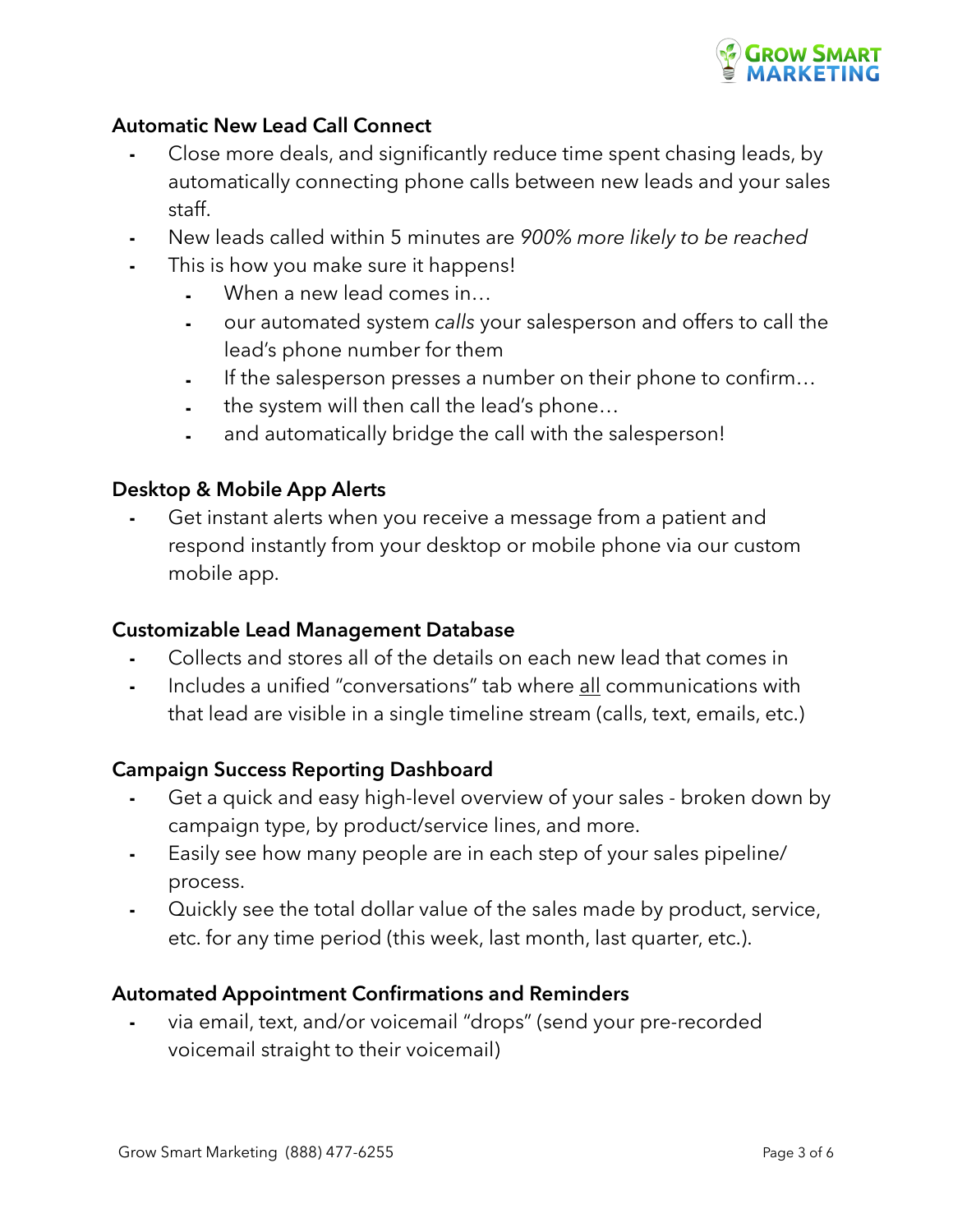### Automatic New Lead Call Connect

- Close more deals, and significantly reduce time spent chasing leads, by automatically connecting phone calls between new leads and your sales staff.
- New leads called within 5 minutes are *900% more likely to be reached*
- This is how you make sure it happens!
  - When a new lead comes in…
  - our automated system *calls* your salesperson and offers to call the lead's phone number for them
  - If the salesperson presses a number on their phone to confirm…
  - the system will then call the lead's phone…
  - and automatically bridge the call with the salesperson!

### Desktop & Mobile App Alerts

- Get instant alerts when you receive a message from a patient and respond instantly from your desktop or mobile phone via our custom mobile app.

### Customizable Lead Management Database

- Collects and stores all of the details on each new lead that comes in
- Includes a unified "conversations" tab where <u>all</u> communications with that lead are visible in a single timeline stream (calls, text, emails, etc.)

### Campaign Success Reporting Dashboard

- Get a quick and easy high-level overview of your sales - broken down by campaign type, by product/service lines, and more.
- Easily see how many people are in each step of your sales pipeline/ process.
- Quickly see the total dollar value of the sales made by product, service, etc. for any time period (this week, last month, last quarter, etc.).

### Automated Appointment Confirmations and Reminders

- via email, text, and/or voicemail "drops" (send your pre-recorded voicemail straight to their voicemail)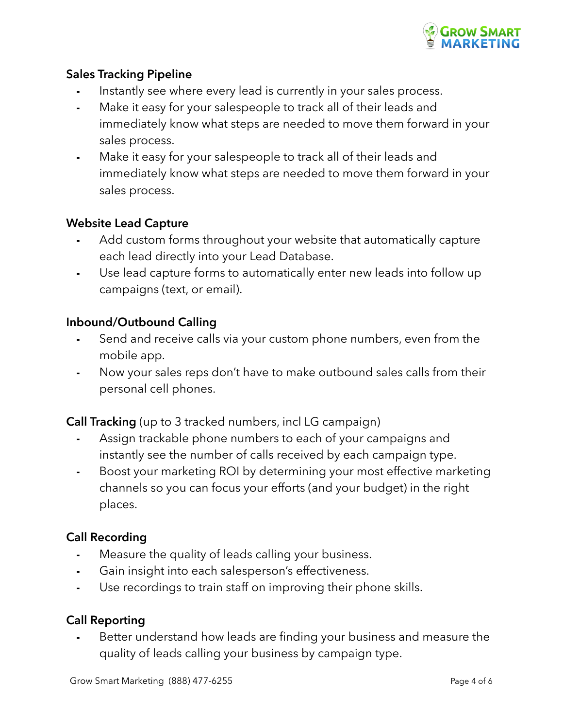**Sales Tracking Pipeline**

- Instantly see where every lead is currently in your sales process.
- Make it easy for your salespeople to track all of their leads and immediately know what steps are needed to move them forward in your sales process.
- Make it easy for your salespeople to track all of their leads and immediately know what steps are needed to move them forward in your sales process.

**Website Lead Capture**

- Add custom forms throughout your website that automatically capture each lead directly into your Lead Database.
- Use lead capture forms to automatically enter new leads into follow up campaigns (text, or email).

**Inbound/Outbound Calling**

- Send and receive calls via your custom phone numbers, even from the mobile app.
- Now your sales reps don't have to make outbound sales calls from their personal cell phones.

**Call Tracking** (up to 3 tracked numbers, incl LG campaign)

- Assign trackable phone numbers to each of your campaigns and instantly see the number of calls received by each campaign type.
- Boost your marketing ROI by determining your most effective marketing channels so you can focus your efforts (and your budget) in the right places.

**Call Recording**

- Measure the quality of leads calling your business.
- Gain insight into each salesperson's effectiveness.
- Use recordings to train staff on improving their phone skills.

**Call Reporting**

- Better understand how leads are finding your business and measure the quality of leads calling your business by campaign type.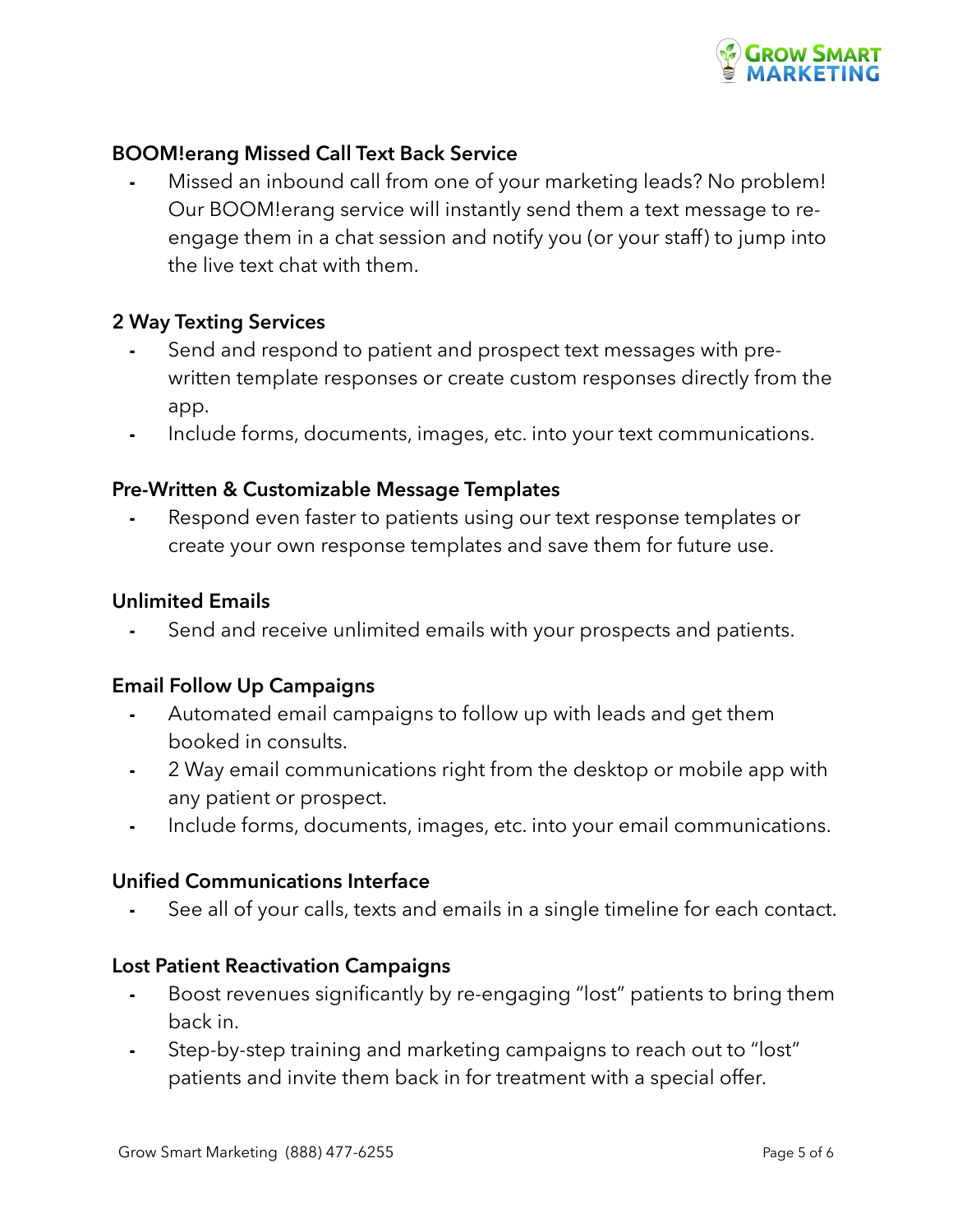### BOOM!erang Missed Call Text Back Service

- Missed an inbound call from one of your marketing leads? No problem! Our BOOM!erang service will instantly send them a text message to re-engage them in a chat session and notify you (or your staff) to jump into the live text chat with them.

### 2 Way Texting Services

- Send and respond to patient and prospect text messages with pre-written template responses or create custom responses directly from the app.
- Include forms, documents, images, etc. into your text communications.

### Pre-Written & Customizable Message Templates

- Respond even faster to patients using our text response templates or create your own response templates and save them for future use.

### Unlimited Emails

- Send and receive unlimited emails with your prospects and patients.

### Email Follow Up Campaigns

- Automated email campaigns to follow up with leads and get them booked in consults.
- 2 Way email communications right from the desktop or mobile app with any patient or prospect.
- Include forms, documents, images, etc. into your email communications.

### Unified Communications Interface

- See all of your calls, texts and emails in a single timeline for each contact.

### Lost Patient Reactivation Campaigns

- Boost revenues significantly by re-engaging "lost" patients to bring them back in.
- Step-by-step training and marketing campaigns to reach out to "lost" patients and invite them back in for treatment with a special offer.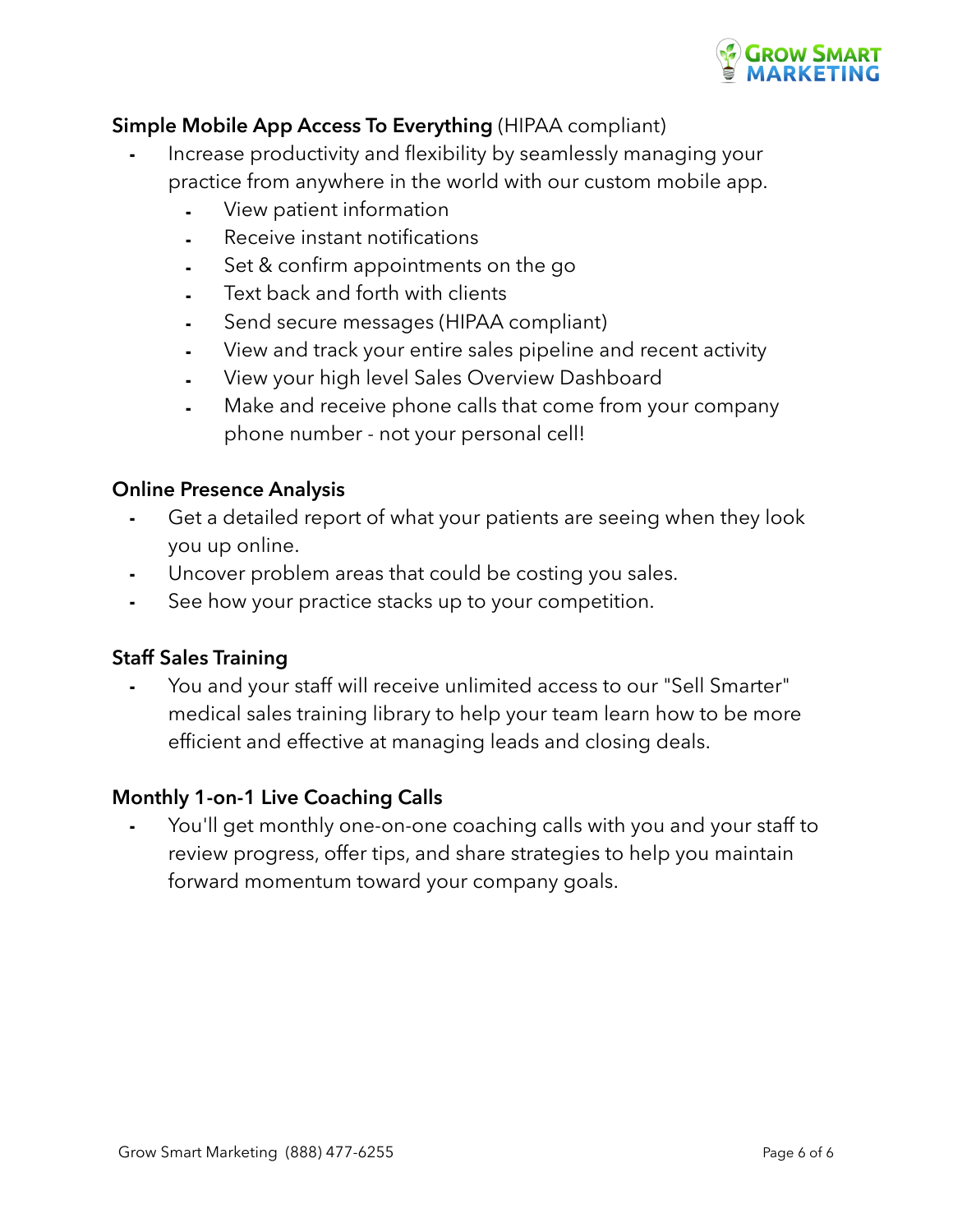**Simple Mobile App Access To Everything** (HIPAA compliant)

- Increase productivity and flexibility by seamlessly managing your practice from anywhere in the world with our custom mobile app.
    - View patient information
    - Receive instant notifications
    - Set & confirm appointments on the go
    - Text back and forth with clients
    - Send secure messages (HIPAA compliant)
    - View and track your entire sales pipeline and recent activity
    - View your high level Sales Overview Dashboard
    - Make and receive phone calls that come from your company phone number - not your personal cell!

**Online Presence Analysis**

- Get a detailed report of what your patients are seeing when they look you up online.
- Uncover problem areas that could be costing you sales.
- See how your practice stacks up to your competition.

**Staff Sales Training**

- You and your staff will receive unlimited access to our "Sell Smarter" medical sales training library to help your team learn how to be more efficient and effective at managing leads and closing deals.

**Monthly 1-on-1 Live Coaching Calls**

- You'll get monthly one-on-one coaching calls with you and your staff to review progress, offer tips, and share strategies to help you maintain forward momentum toward your company goals.